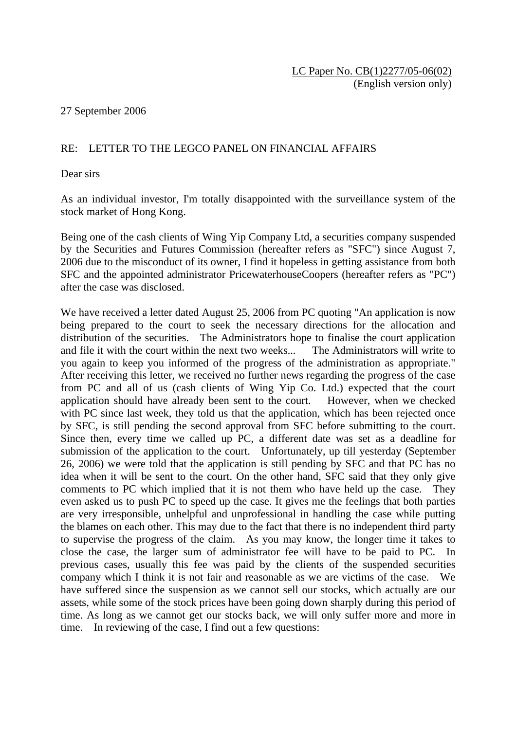<u>LC Paper No. CB(1)2277/05-06(02)</u>
(English version only)

27 September 2006

RE: LETTER TO THE LEGCO PANEL ON FINANCIAL AFFAIRS

Dear sirs

As an individual investor, I'm totally disappointed with the surveillance system of the stock market of Hong Kong.

Being one of the cash clients of Wing Yip Company Ltd, a securities company suspended by the Securities and Futures Commission (hereafter refers as "SFC") since August 7, 2006 due to the misconduct of its owner, I find it hopeless in getting assistance from both SFC and the appointed administrator PricewaterhouseCoopers (hereafter refers as "PC") after the case was disclosed.

We have received a letter dated August 25, 2006 from PC quoting "An application is now being prepared to the court to seek the necessary directions for the allocation and distribution of the securities. The Administrators hope to finalise the court application and file it with the court within the next two weeks... The Administrators will write to you again to keep you informed of the progress of the administration as appropriate." After receiving this letter, we received no further news regarding the progress of the case from PC and all of us (cash clients of Wing Yip Co. Ltd.) expected that the court application should have already been sent to the court. However, when we checked with PC since last week, they told us that the application, which has been rejected once by SFC, is still pending the second approval from SFC before submitting to the court. Since then, every time we called up PC, a different date was set as a deadline for submission of the application to the court. Unfortunately, up till yesterday (September 26, 2006) we were told that the application is still pending by SFC and that PC has no idea when it will be sent to the court. On the other hand, SFC said that they only give comments to PC which implied that it is not them who have held up the case. They even asked us to push PC to speed up the case. It gives me the feelings that both parties are very irresponsible, unhelpful and unprofessional in handling the case while putting the blames on each other. This may due to the fact that there is no independent third party to supervise the progress of the claim. As you may know, the longer time it takes to close the case, the larger sum of administrator fee will have to be paid to PC. In previous cases, usually this fee was paid by the clients of the suspended securities company which I think it is not fair and reasonable as we are victims of the case. We have suffered since the suspension as we cannot sell our stocks, which actually are our assets, while some of the stock prices have been going down sharply during this period of time. As long as we cannot get our stocks back, we will only suffer more and more in time. In reviewing of the case, I find out a few questions: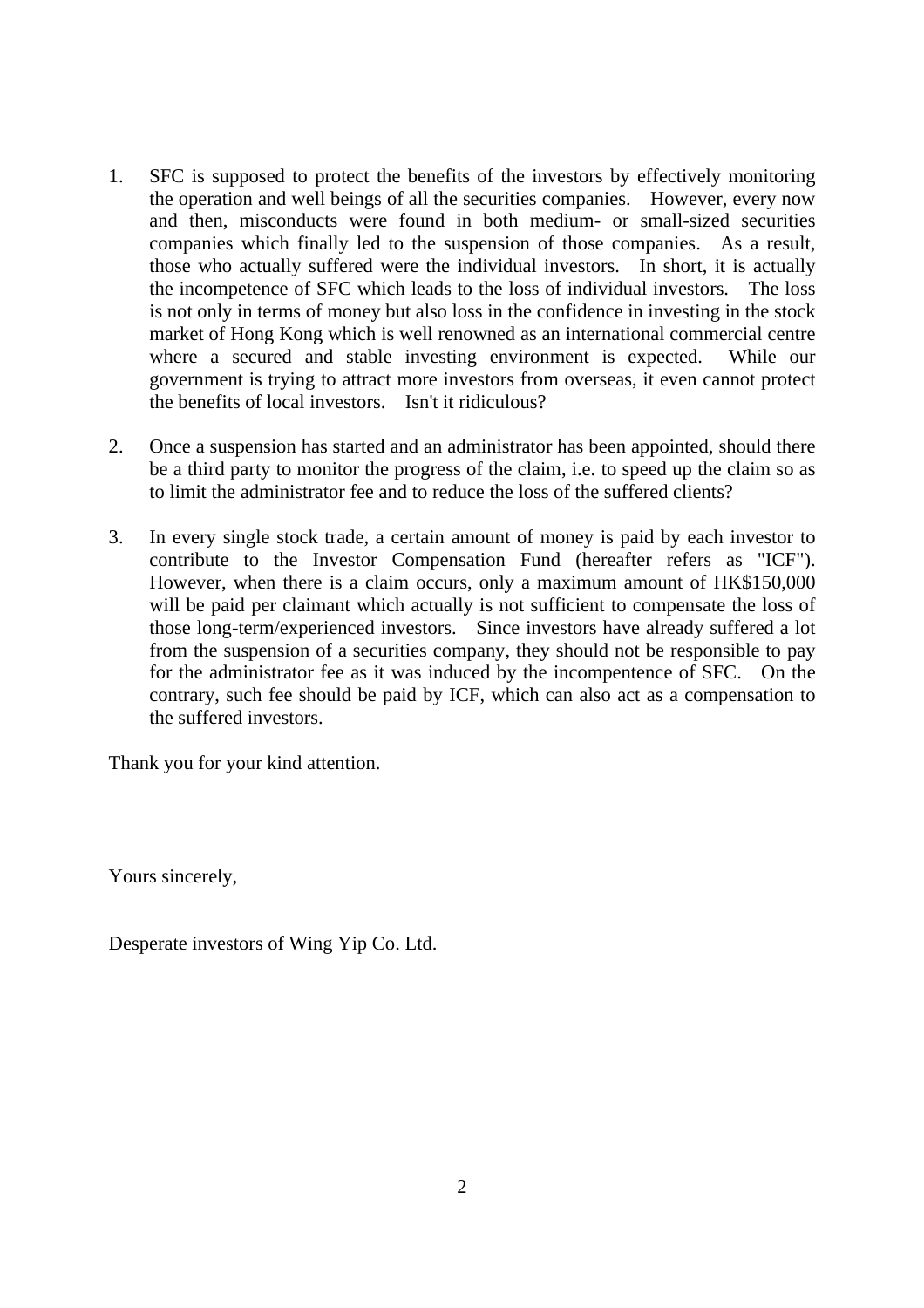1. SFC is supposed to protect the benefits of the investors by effectively monitoring the operation and well beings of all the securities companies. However, every now and then, misconducts were found in both medium- or small-sized securities companies which finally led to the suspension of those companies. As a result, those who actually suffered were the individual investors. In short, it is actually the incompetence of SFC which leads to the loss of individual investors. The loss is not only in terms of money but also loss in the confidence in investing in the stock market of Hong Kong which is well renowned as an international commercial centre where a secured and stable investing environment is expected. While our government is trying to attract more investors from overseas, it even cannot protect the benefits of local investors. Isn't it ridiculous?

2. Once a suspension has started and an administrator has been appointed, should there be a third party to monitor the progress of the claim, i.e. to speed up the claim so as to limit the administrator fee and to reduce the loss of the suffered clients?

3. In every single stock trade, a certain amount of money is paid by each investor to contribute to the Investor Compensation Fund (hereafter refers as "ICF"). However, when there is a claim occurs, only a maximum amount of HK$150,000 will be paid per claimant which actually is not sufficient to compensate the loss of those long-term/experienced investors. Since investors have already suffered a lot from the suspension of a securities company, they should not be responsible to pay for the administrator fee as it was induced by the incompentence of SFC. On the contrary, such fee should be paid by ICF, which can also act as a compensation to the suffered investors.

Thank you for your kind attention.

Yours sincerely,

Desperate investors of Wing Yip Co. Ltd.